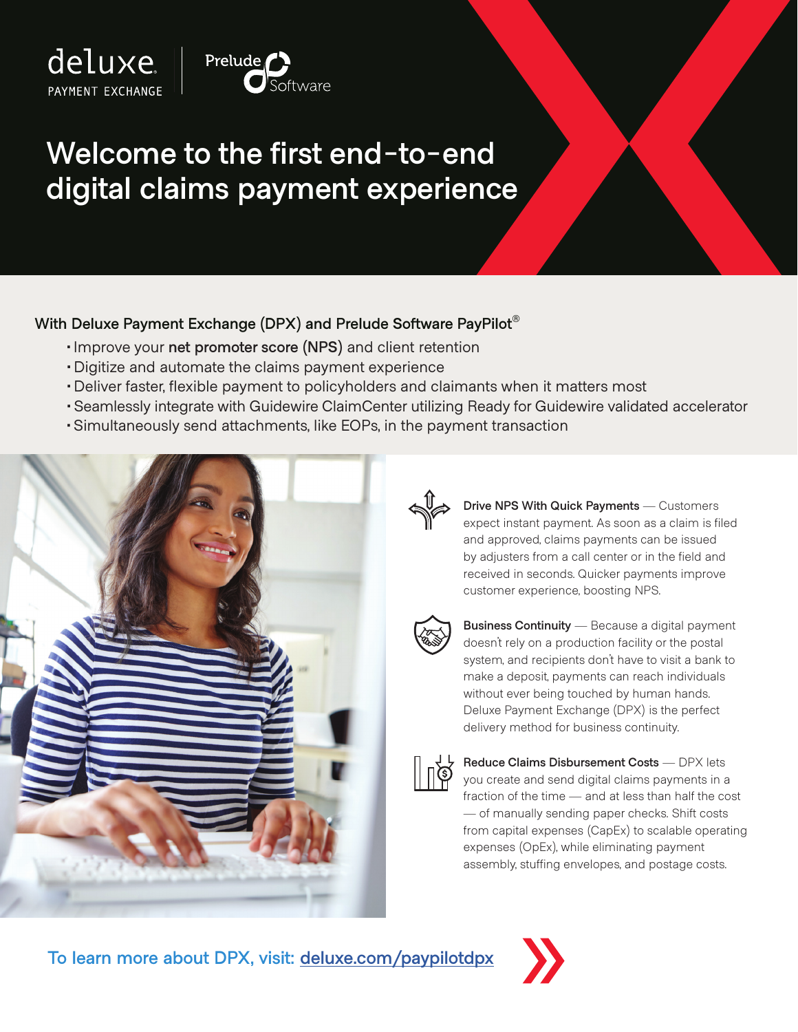deluxe
PAYMENT EXCHANGE

Prelude Software

# Welcome to the first end-to-end digital claims payment experience

## With Deluxe Payment Exchange (DPX) and Prelude Software PayPilot®

- Improve your **net promoter score (NPS)** and client retention
- Digitize and automate the claims payment experience
- Deliver faster, flexible payment to policyholders and claimants when it matters most
- Seamlessly integrate with Guidewire ClaimCenter utilizing Ready for Guidewire validated accelerator
- Simultaneously send attachments, like EOPs, in the payment transaction

**Drive NPS With Quick Payments** — Customers expect instant payment. As soon as a claim is filed and approved, claims payments can be issued by adjusters from a call center or in the field and received in seconds. Quicker payments improve customer experience, boosting NPS.

**Business Continuity** — Because a digital payment doesn't rely on a production facility or the postal system, and recipients don't have to visit a bank to make a deposit, payments can reach individuals without ever being touched by human hands. Deluxe Payment Exchange (DPX) is the perfect delivery method for business continuity.

**Reduce Claims Disbursement Costs** — DPX lets you create and send digital claims payments in a fraction of the time — and at less than half the cost — of manually sending paper checks. Shift costs from capital expenses (CapEx) to scalable operating expenses (OpEx), while eliminating payment assembly, stuffing envelopes, and postage costs.

To learn more about DPX, visit: [deluxe.com/paypilotdpx](deluxe.com/paypilotdpx)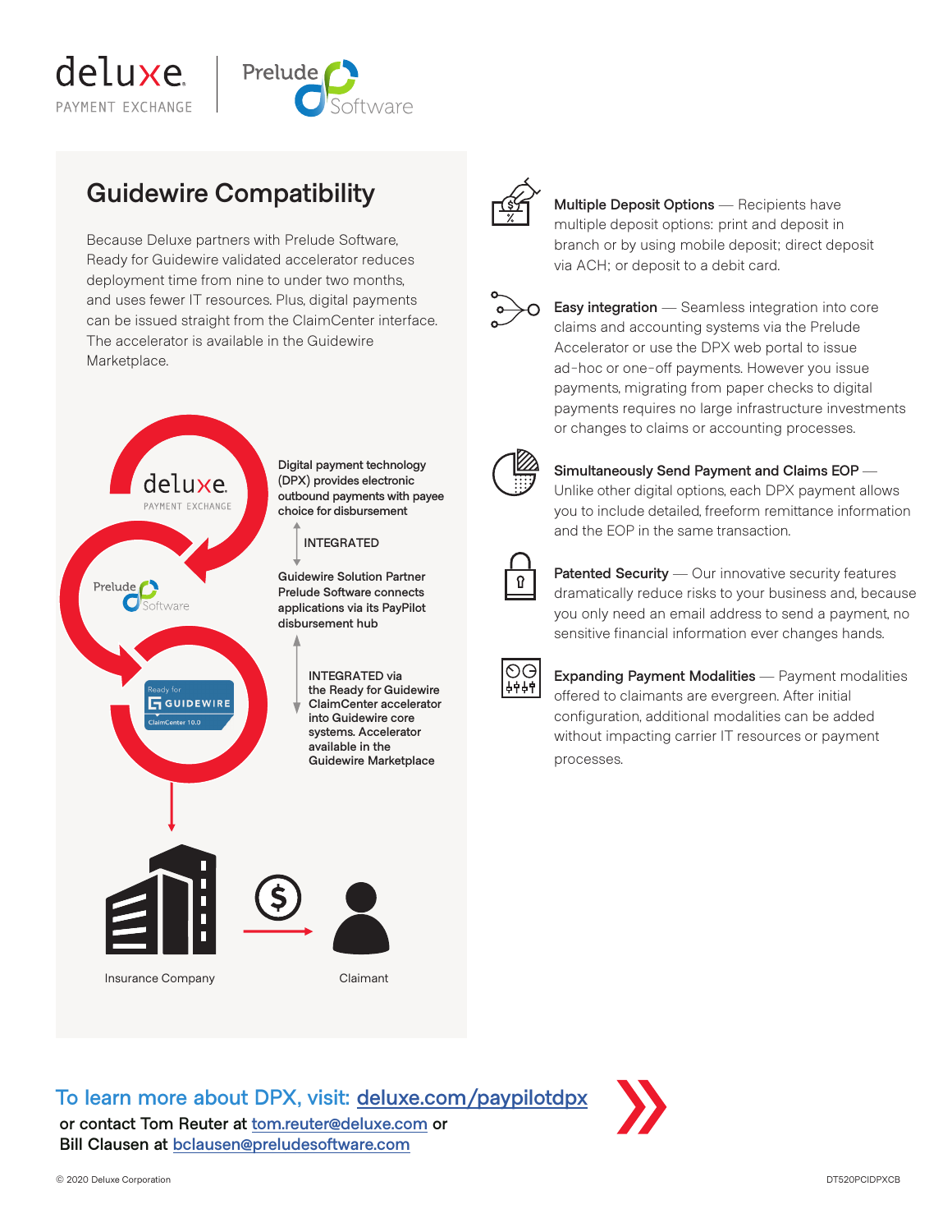# Guidewire Compatibility

Because Deluxe partners with Prelude Software, Ready for Guidewire validated accelerator reduces deployment time from nine to under two months, and uses fewer IT resources. Plus, digital payments can be issued straight from the ClaimCenter interface. The accelerator is available in the Guidewire Marketplace.

Digital payment technology (DPX) provides electronic outbound payments with payee choice for disbursement

INTEGRATED

Guidewire Solution Partner Prelude Software connects applications via its PayPilot disbursement hub

INTEGRATED via the Ready for Guidewire ClaimCenter accelerator into Guidewire core systems. Accelerator available in the Guidewire Marketplace

Insurance Company

Claimant

**Multiple Deposit Options** — Recipients have multiple deposit options: print and deposit in branch or by using mobile deposit; direct deposit via ACH; or deposit to a debit card.

**Easy integration** — Seamless integration into core claims and accounting systems via the Prelude Accelerator or use the DPX web portal to issue ad-hoc or one-off payments. However you issue payments, migrating from paper checks to digital payments requires no large infrastructure investments or changes to claims or accounting processes.

**Simultaneously Send Payment and Claims EOP** — Unlike other digital options, each DPX payment allows you to include detailed, freeform remittance information and the EOP in the same transaction.

**Patented Security** — Our innovative security features dramatically reduce risks to your business and, because you only need an email address to send a payment, no sensitive financial information ever changes hands.

**Expanding Payment Modalities** — Payment modalities offered to claimants are evergreen. After initial configuration, additional modalities can be added without impacting carrier IT resources or payment processes.

To learn more about DPX, visit: deluxe.com/paypilotdpx

**or contact Tom Reuter at tom.reuter@deluxe.com or Bill Clausen at bclausen@preludesoftware.com**

© 2020 Deluxe Corporation

DT520PCIDPXCB